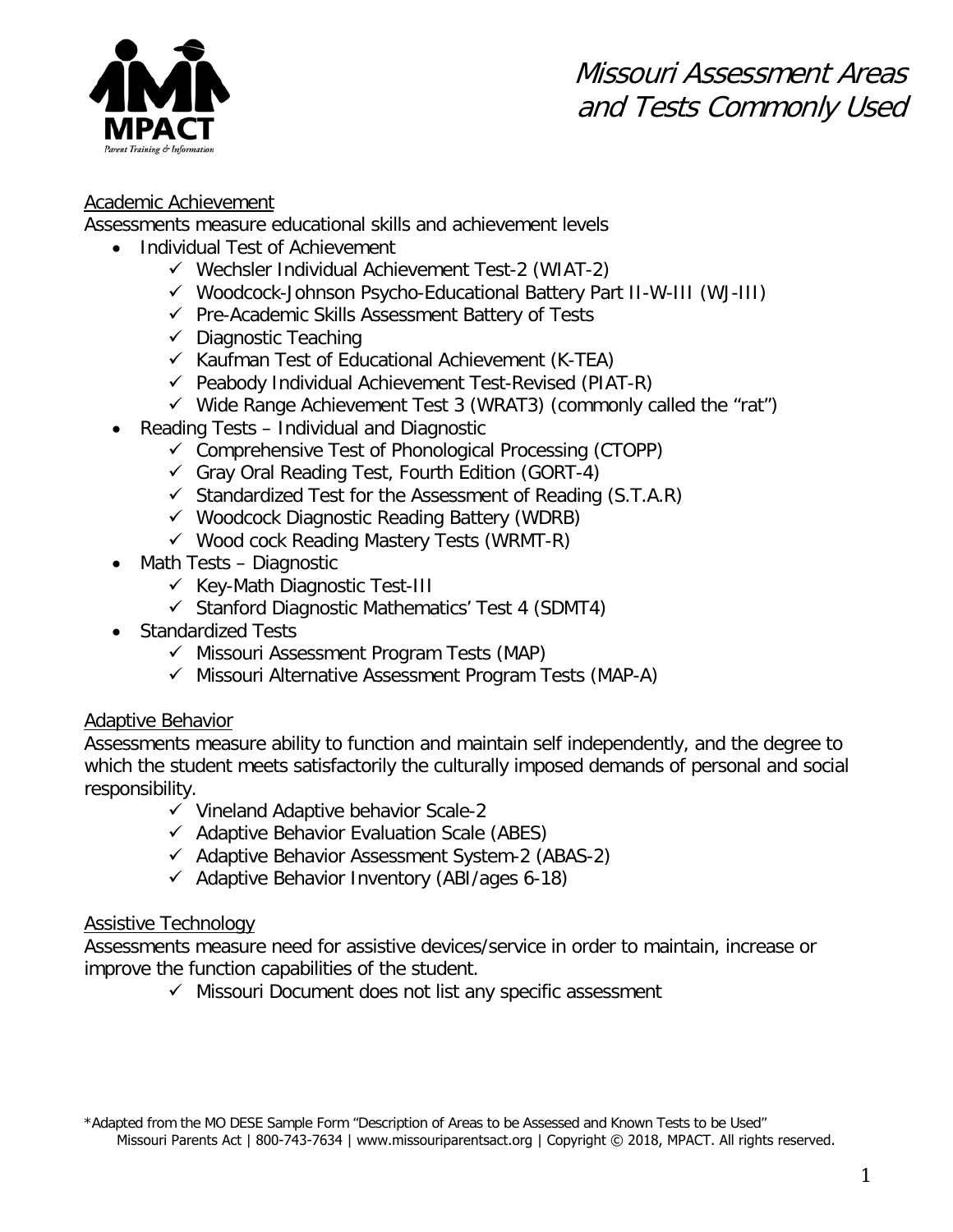# Missouri Assessment Areas and Tests Commonly Used

MPACT
Parent Training & Information

## Academic Achievement

Assessments measure educational skills and achievement levels

- Individual Test of Achievement
  - ✓ Wechsler Individual Achievement Test-2 (WIAT-2)
  - ✓ Woodcock-Johnson Psycho-Educational Battery Part II-W-III (WJ-III)
  - ✓ Pre-Academic Skills Assessment Battery of Tests
  - ✓ Diagnostic Teaching
  - ✓ Kaufman Test of Educational Achievement (K-TEA)
  - ✓ Peabody Individual Achievement Test-Revised (PIAT-R)
  - ✓ Wide Range Achievement Test 3 (WRAT3) (commonly called the "rat")
- Reading Tests – Individual and Diagnostic
  - ✓ Comprehensive Test of Phonological Processing (CTOPP)
  - ✓ Gray Oral Reading Test, Fourth Edition (GORT-4)
  - ✓ Standardized Test for the Assessment of Reading (S.T.A.R)
  - ✓ Woodcock Diagnostic Reading Battery (WDRB)
  - ✓ Wood cock Reading Mastery Tests (WRMT-R)
- Math Tests – Diagnostic
  - ✓ Key-Math Diagnostic Test-III
  - ✓ Stanford Diagnostic Mathematics' Test 4 (SDMT4)
- Standardized Tests
  - ✓ Missouri Assessment Program Tests (MAP)
  - ✓ Missouri Alternative Assessment Program Tests (MAP-A)

## Adaptive Behavior

Assessments measure ability to function and maintain self independently, and the degree to which the student meets satisfactorily the culturally imposed demands of personal and social responsibility.

- ✓ Vineland Adaptive behavior Scale-2
- ✓ Adaptive Behavior Evaluation Scale (ABES)
- ✓ Adaptive Behavior Assessment System-2 (ABAS-2)
- ✓ Adaptive Behavior Inventory (ABI/ages 6-18)

## Assistive Technology

Assessments measure need for assistive devices/service in order to maintain, increase or improve the function capabilities of the student.

- ✓ Missouri Document does not list any specific assessment

*Adapted from the MO DESE Sample Form "Description of Areas to be Assessed and Known Tests to be Used"
Missouri Parents Act | 800-743-7634 | www.missouriparentsact.org | Copyright © 2018, MPACT. All rights reserved.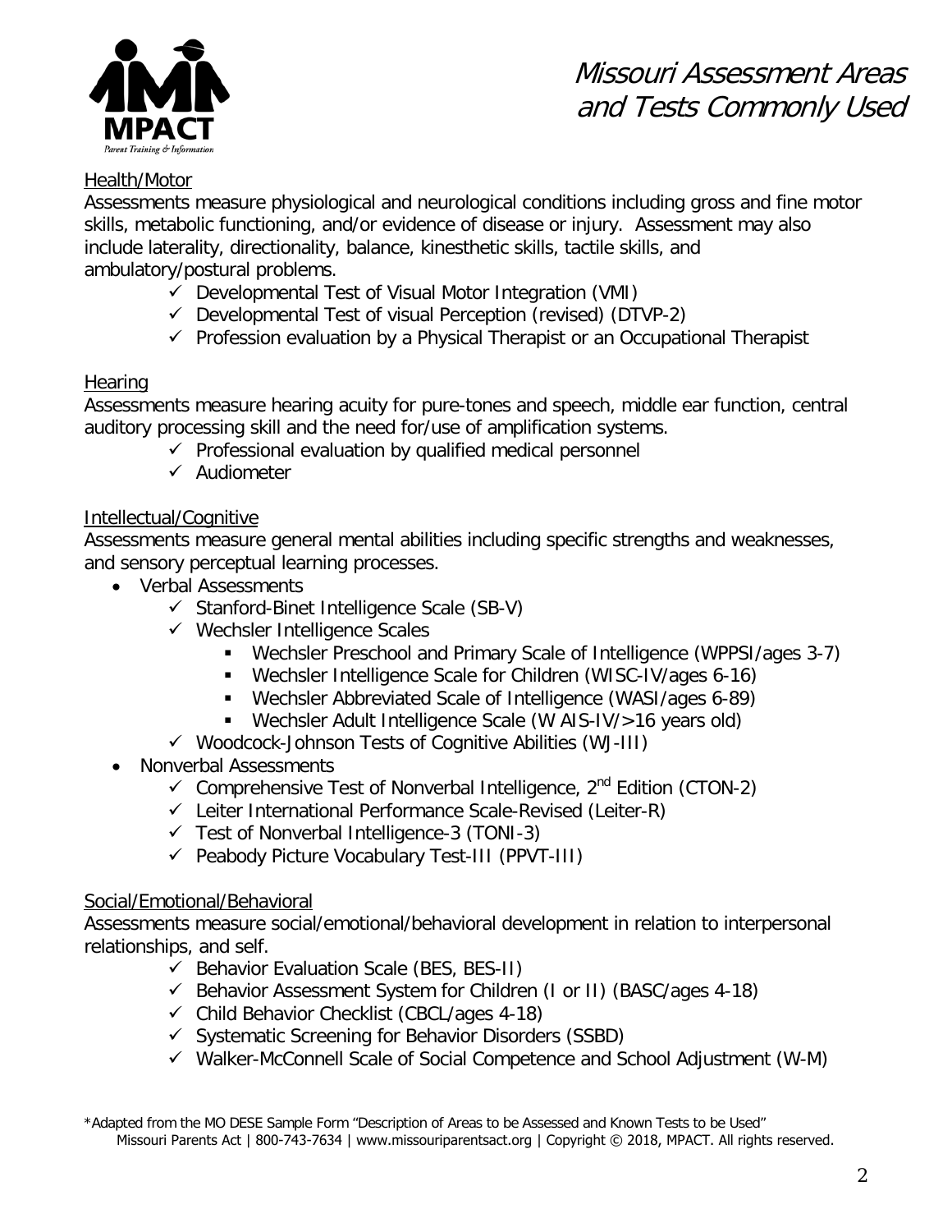# Missouri Assessment Areas and Tests Commonly Used

<u>Health/Motor</u>

Assessments measure physiological and neurological conditions including gross and fine motor skills, metabolic functioning, and/or evidence of disease or injury. Assessment may also include laterality, directionality, balance, kinesthetic skills, tactile skills, and ambulatory/postural problems.

- ✓ Developmental Test of Visual Motor Integration (VMI)
- ✓ Developmental Test of visual Perception (revised) (DTVP-2)
- ✓ Profession evaluation by a Physical Therapist or an Occupational Therapist

<u>Hearing</u>

Assessments measure hearing acuity for pure-tones and speech, middle ear function, central auditory processing skill and the need for/use of amplification systems.

- ✓ Professional evaluation by qualified medical personnel
- ✓ Audiometer

<u>Intellectual/Cognitive</u>

Assessments measure general mental abilities including specific strengths and weaknesses, and sensory perceptual learning processes.

- Verbal Assessments
  - ✓ Stanford-Binet Intelligence Scale (SB-V)
  - ✓ Wechsler Intelligence Scales
    - Wechsler Preschool and Primary Scale of Intelligence (WPPSI/ages 3-7)
    - Wechsler Intelligence Scale for Children (WISC-IV/ages 6-16)
    - Wechsler Abbreviated Scale of Intelligence (WASI/ages 6-89)
    - Wechsler Adult Intelligence Scale (W AIS-IV/>16 years old)
  - ✓ Woodcock-Johnson Tests of Cognitive Abilities (WJ-III)
- Nonverbal Assessments
  - ✓ Comprehensive Test of Nonverbal Intelligence, 2nd Edition (CTON-2)
  - ✓ Leiter International Performance Scale-Revised (Leiter-R)
  - ✓ Test of Nonverbal Intelligence-3 (TONI-3)
  - ✓ Peabody Picture Vocabulary Test-III (PPVT-III)

<u>Social/Emotional/Behavioral</u>

Assessments measure social/emotional/behavioral development in relation to interpersonal relationships, and self.

- ✓ Behavior Evaluation Scale (BES, BES-II)
- ✓ Behavior Assessment System for Children (I or II) (BASC/ages 4-18)
- ✓ Child Behavior Checklist (CBCL/ages 4-18)
- ✓ Systematic Screening for Behavior Disorders (SSBD)
- ✓ Walker-McConnell Scale of Social Competence and School Adjustment (W-M)

*Adapted from the MO DESE Sample Form "Description of Areas to be Assessed and Known Tests to be Used"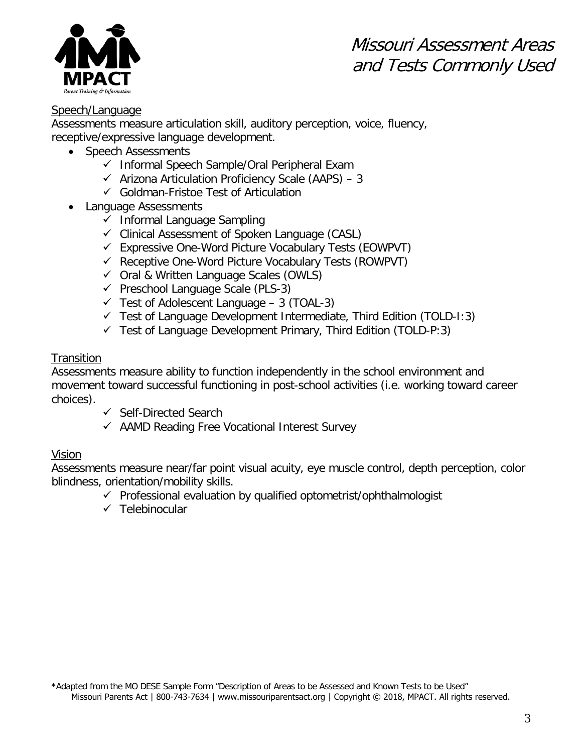# Missouri Assessment Areas and Tests Commonly Used

Speech/Language

Assessments measure articulation skill, auditory perception, voice, fluency, receptive/expressive language development.

- Speech Assessments
  - ✓ Informal Speech Sample/Oral Peripheral Exam
  - ✓ Arizona Articulation Proficiency Scale (AAPS) – 3
  - ✓ Goldman-Fristoe Test of Articulation
- Language Assessments
  - ✓ Informal Language Sampling
  - ✓ Clinical Assessment of Spoken Language (CASL)
  - ✓ Expressive One-Word Picture Vocabulary Tests (EOWPVT)
  - ✓ Receptive One-Word Picture Vocabulary Tests (ROWPVT)
  - ✓ Oral & Written Language Scales (OWLS)
  - ✓ Preschool Language Scale (PLS-3)
  - ✓ Test of Adolescent Language – 3 (TOAL-3)
  - ✓ Test of Language Development Intermediate, Third Edition (TOLD-I:3)
  - ✓ Test of Language Development Primary, Third Edition (TOLD-P:3)

Transition

Assessments measure ability to function independently in the school environment and movement toward successful functioning in post-school activities (i.e. working toward career choices).

- ✓ Self-Directed Search
- ✓ AAMD Reading Free Vocational Interest Survey

Vision

Assessments measure near/far point visual acuity, eye muscle control, depth perception, color blindness, orientation/mobility skills.

- ✓ Professional evaluation by qualified optometrist/ophthalmologist
- ✓ Telebinocular

*Adapted from the MO DESE Sample Form "Description of Areas to be Assessed and Known Tests to be Used"

Missouri Parents Act | 800-743-7634 | www.missouriparentsact.org | Copyright © 2018, MPACT. All rights reserved.